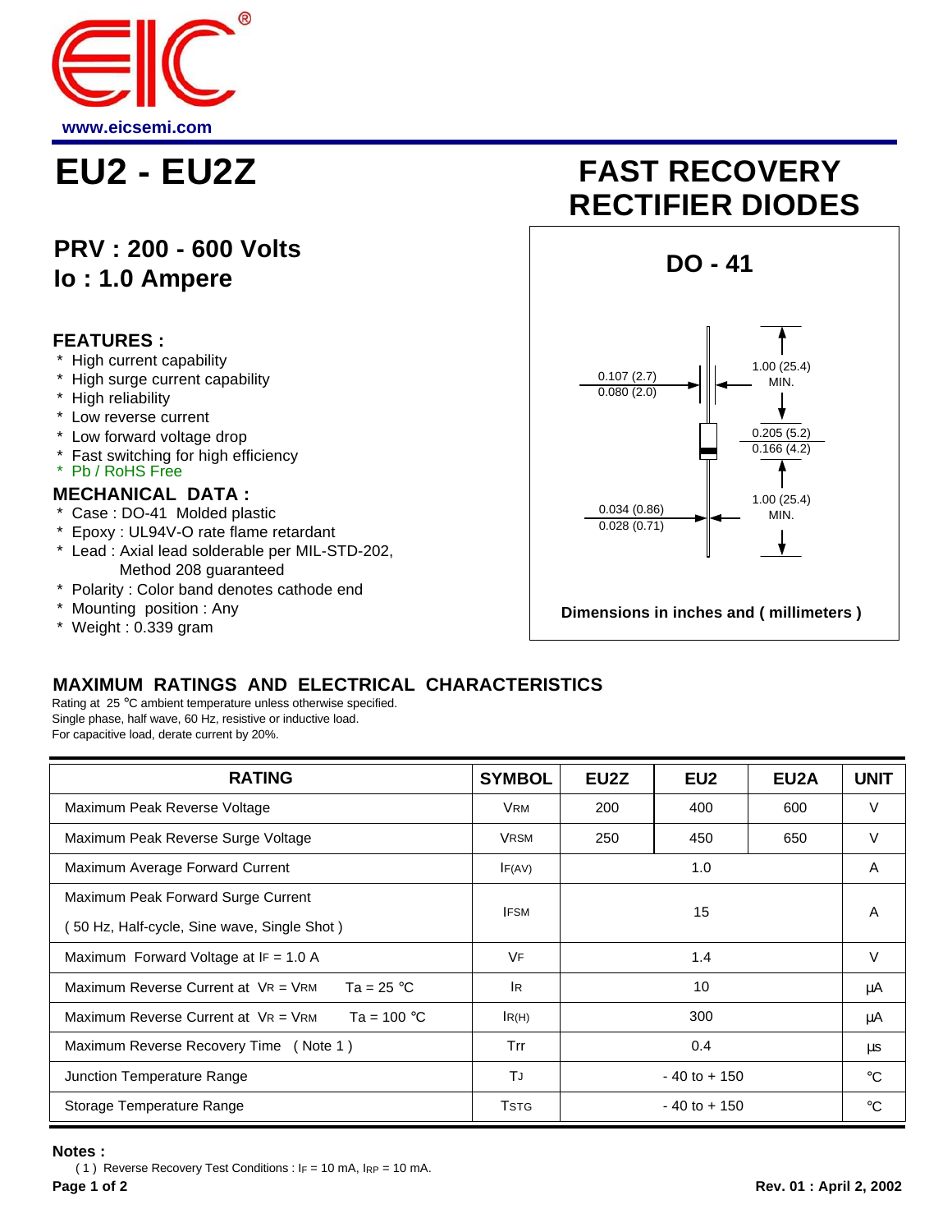www.eicsemi.com

# EU2 - EU2Z

# FAST RECOVERY RECTIFIER DIODES

## PRV : 200 - 600 Volts
## Io : 1.0 Ampere

### FEATURES :

* High current capability
* High surge current capability
* High reliability
* Low reverse current
* Low forward voltage drop
* Fast switching for high efficiency
* Pb / RoHS Free

### MECHANICAL DATA :

* Case : DO-41 Molded plastic
* Epoxy : UL94V-O rate flame retardant
* Lead : Axial lead solderable per MIL-STD-202, Method 208 guaranteed
* Polarity : Color band denotes cathode end
* Mounting position : Any
* Weight : 0.339 gram

**DO - 41**

0.107 (2.7)
0.080 (2.0)

1.00 (25.4) MIN.

0.205 (5.2)
0.166 (4.2)

1.00 (25.4) MIN.

0.034 (0.86)
0.028 (0.71)

**Dimensions in inches and ( millimeters )**

### MAXIMUM RATINGS AND ELECTRICAL CHARACTERISTICS

Rating at 25 °C ambient temperature unless otherwise specified.
Single phase, half wave, 60 Hz, resistive or inductive load.
For capacitive load, derate current by 20%.

| RATING | SYMBOL | EU2Z | EU2 | EU2A | UNIT |
|---|---|---|---|---|---|
| Maximum Peak Reverse Voltage | $V_{RM}$ | 200 | 400 | 600 | V |
| Maximum Peak Reverse Surge Voltage | $V_{RSM}$ | 250 | 450 | 650 | V |
| Maximum Average Forward Current | $I_{F(AV)}$ | | 1.0 | | A |
| Maximum Peak Forward Surge Current ( 50 Hz, Half-cycle, Sine wave, Single Shot ) | $I_{FSM}$ | | 15 | | A |
| Maximum Forward Voltage at $I_F$ = 1.0 A | $V_F$ | | 1.4 | | V |
| Maximum Reverse Current at $V_R$ = $V_{RM}$ Ta = 25 °C | $I_R$ | | 10 | | μA |
| Maximum Reverse Current at $V_R$ = $V_{RM}$ Ta = 100 °C | $I_{R(H)}$ | | 300 | | μA |
| Maximum Reverse Recovery Time ( Note 1 ) | Trr | | 0.4 | | μs |
| Junction Temperature Range | $T_J$ | | - 40 to + 150 | | °C |
| Storage Temperature Range | $T_{STG}$ | | - 40 to + 150 | | °C |

**Notes :**

( 1 ) Reverse Recovery Test Conditions : $I_F$ = 10 mA, $I_{RP}$ = 10 mA.

Rev. 01 : April 2, 2002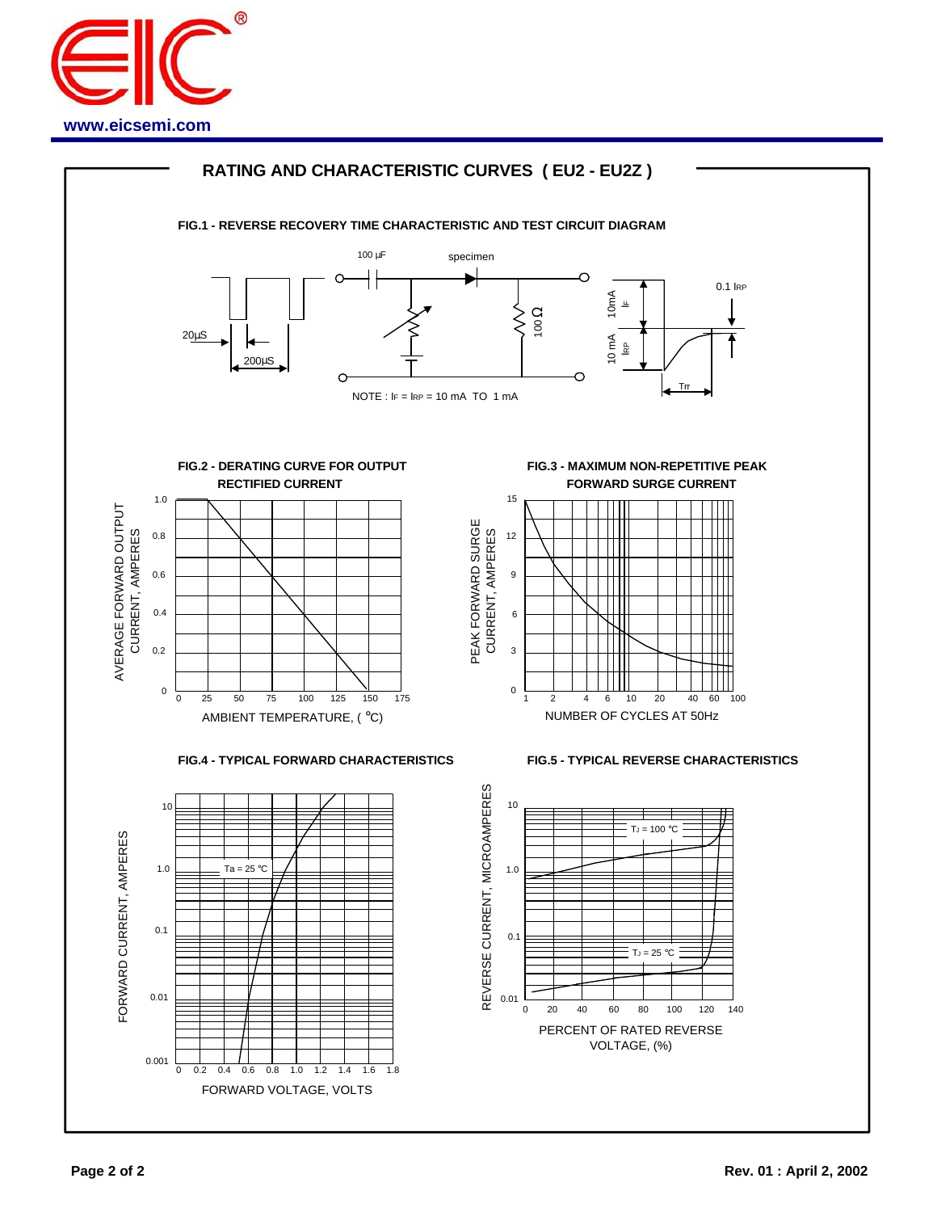## RATING AND CHARACTERISTIC CURVES ( EU2 - EU2Z )

### FIG.1 - REVERSE RECOVERY TIME CHARACTERISTIC AND TEST CIRCUIT DIAGRAM

100 µF

specimen

100 Ω

20µS

200µS

10mA

$I_F$

10 mA

$I_{RP}$

0.1 $I_{RP}$

Trr

NOTE : $I_F = I_{RP}$ = 10 mA TO 1 mA

### FIG.2 - DERATING CURVE FOR OUTPUT RECTIFIED CURRENT

AVERAGE FORWARD OUTPUT CURRENT, AMPERES

1.0

0.8

0.6

0.4

0.2

0

0 25 50 75 100 125 150 175

AMBIENT TEMPERATURE, ( °C)

### FIG.3 - MAXIMUM NON-REPETITIVE PEAK FORWARD SURGE CURRENT

PEAK FORWARD SURGE CURRENT, AMPERES

15

12

9

6

3

0

1 2 4 6 10 20 40 60 100

NUMBER OF CYCLES AT 50Hz

### FIG.4 - TYPICAL FORWARD CHARACTERISTICS

FORWARD CURRENT, AMPERES

10

1.0

0.1

0.01

0.001

Ta = 25 °C

0 0.2 0.4 0.6 0.8 1.0 1.2 1.4 1.6 1.8

FORWARD VOLTAGE, VOLTS

### FIG.5 - TYPICAL REVERSE CHARACTERISTICS

REVERSE CURRENT, MICROAMPERES

10

1.0

0.1

0.01

$T_J$ = 100 °C

$T_J$ = 25 °C

0 20 40 60 80 100 120 140

PERCENT OF RATED REVERSE VOLTAGE, (%)